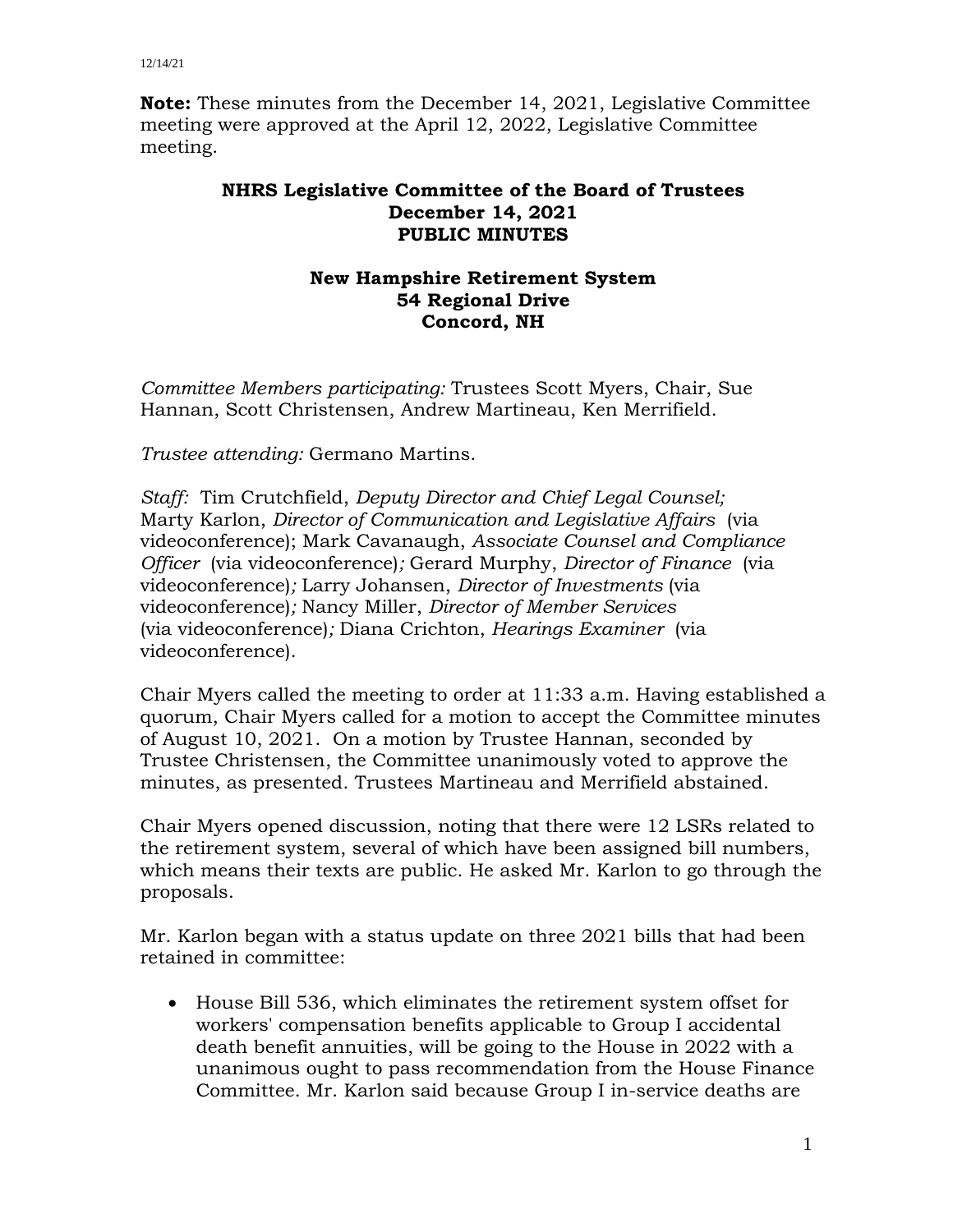**Note:** These minutes from the December 14, 2021, Legislative Committee meeting were approved at the April 12, 2022, Legislative Committee meeting.

# NHRS Legislative Committee of the Board of Trustees
## December 14, 2021
## PUBLIC MINUTES

### New Hampshire Retirement System
### 54 Regional Drive
### Concord, NH

*Committee Members participating:* Trustees Scott Myers, Chair, Sue Hannan, Scott Christensen, Andrew Martineau, Ken Merrifield.

*Trustee attending:* Germano Martins.

*Staff:* Tim Crutchfield, *Deputy Director and Chief Legal Counsel;* Marty Karlon, *Director of Communication and Legislative Affairs* (via videoconference); Mark Cavanaugh, *Associate Counsel and Compliance Officer* (via videoconference)*;* Gerard Murphy, *Director of Finance* (via videoconference)*;* Larry Johansen, *Director of Investments* (via videoconference)*;* Nancy Miller, *Director of Member Services* (via videoconference)*;* Diana Crichton, *Hearings Examiner* (via videoconference).

Chair Myers called the meeting to order at 11:33 a.m. Having established a quorum, Chair Myers called for a motion to accept the Committee minutes of August 10, 2021. On a motion by Trustee Hannan, seconded by Trustee Christensen, the Committee unanimously voted to approve the minutes, as presented. Trustees Martineau and Merrifield abstained.

Chair Myers opened discussion, noting that there were 12 LSRs related to the retirement system, several of which have been assigned bill numbers, which means their texts are public. He asked Mr. Karlon to go through the proposals.

Mr. Karlon began with a status update on three 2021 bills that had been retained in committee:

- House Bill 536, which eliminates the retirement system offset for workers' compensation benefits applicable to Group I accidental death benefit annuities, will be going to the House in 2022 with a unanimous ought to pass recommendation from the House Finance Committee. Mr. Karlon said because Group I in-service deaths are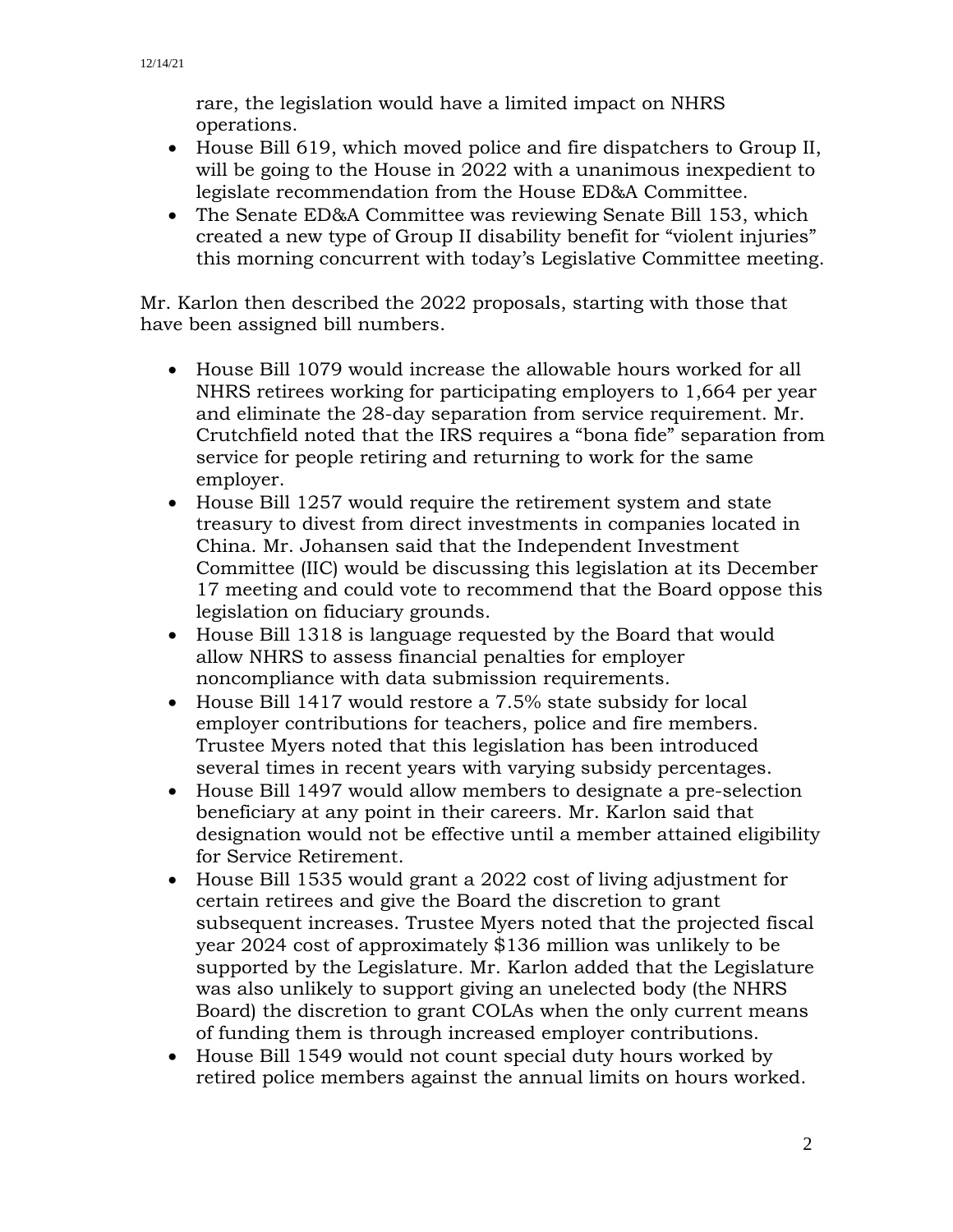rare, the legislation would have a limited impact on NHRS operations.

- House Bill 619, which moved police and fire dispatchers to Group II, will be going to the House in 2022 with a unanimous inexpedient to legislate recommendation from the House ED&A Committee.
- The Senate ED&A Committee was reviewing Senate Bill 153, which created a new type of Group II disability benefit for "violent injuries" this morning concurrent with today's Legislative Committee meeting.

Mr. Karlon then described the 2022 proposals, starting with those that have been assigned bill numbers.

- House Bill 1079 would increase the allowable hours worked for all NHRS retirees working for participating employers to 1,664 per year and eliminate the 28-day separation from service requirement. Mr. Crutchfield noted that the IRS requires a "bona fide" separation from service for people retiring and returning to work for the same employer.
- House Bill 1257 would require the retirement system and state treasury to divest from direct investments in companies located in China. Mr. Johansen said that the Independent Investment Committee (IIC) would be discussing this legislation at its December 17 meeting and could vote to recommend that the Board oppose this legislation on fiduciary grounds.
- House Bill 1318 is language requested by the Board that would allow NHRS to assess financial penalties for employer noncompliance with data submission requirements.
- House Bill 1417 would restore a 7.5% state subsidy for local employer contributions for teachers, police and fire members. Trustee Myers noted that this legislation has been introduced several times in recent years with varying subsidy percentages.
- House Bill 1497 would allow members to designate a pre-selection beneficiary at any point in their careers. Mr. Karlon said that designation would not be effective until a member attained eligibility for Service Retirement.
- House Bill 1535 would grant a 2022 cost of living adjustment for certain retirees and give the Board the discretion to grant subsequent increases. Trustee Myers noted that the projected fiscal year 2024 cost of approximately $136 million was unlikely to be supported by the Legislature. Mr. Karlon added that the Legislature was also unlikely to support giving an unelected body (the NHRS Board) the discretion to grant COLAs when the only current means of funding them is through increased employer contributions.
- House Bill 1549 would not count special duty hours worked by retired police members against the annual limits on hours worked.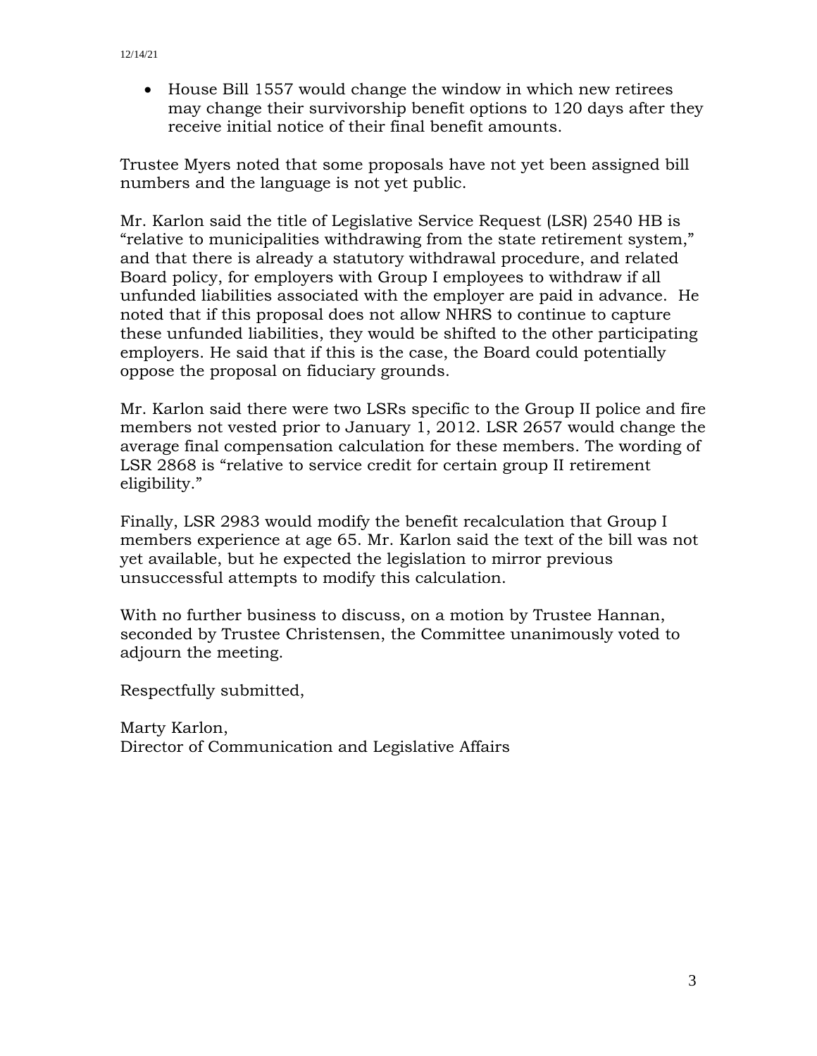- House Bill 1557 would change the window in which new retirees may change their survivorship benefit options to 120 days after they receive initial notice of their final benefit amounts.

Trustee Myers noted that some proposals have not yet been assigned bill numbers and the language is not yet public.

Mr. Karlon said the title of Legislative Service Request (LSR) 2540 HB is "relative to municipalities withdrawing from the state retirement system," and that there is already a statutory withdrawal procedure, and related Board policy, for employers with Group I employees to withdraw if all unfunded liabilities associated with the employer are paid in advance. He noted that if this proposal does not allow NHRS to continue to capture these unfunded liabilities, they would be shifted to the other participating employers. He said that if this is the case, the Board could potentially oppose the proposal on fiduciary grounds.

Mr. Karlon said there were two LSRs specific to the Group II police and fire members not vested prior to January 1, 2012. LSR 2657 would change the average final compensation calculation for these members. The wording of LSR 2868 is "relative to service credit for certain group II retirement eligibility."

Finally, LSR 2983 would modify the benefit recalculation that Group I members experience at age 65. Mr. Karlon said the text of the bill was not yet available, but he expected the legislation to mirror previous unsuccessful attempts to modify this calculation.

With no further business to discuss, on a motion by Trustee Hannan, seconded by Trustee Christensen, the Committee unanimously voted to adjourn the meeting.

Respectfully submitted,

Marty Karlon,
Director of Communication and Legislative Affairs